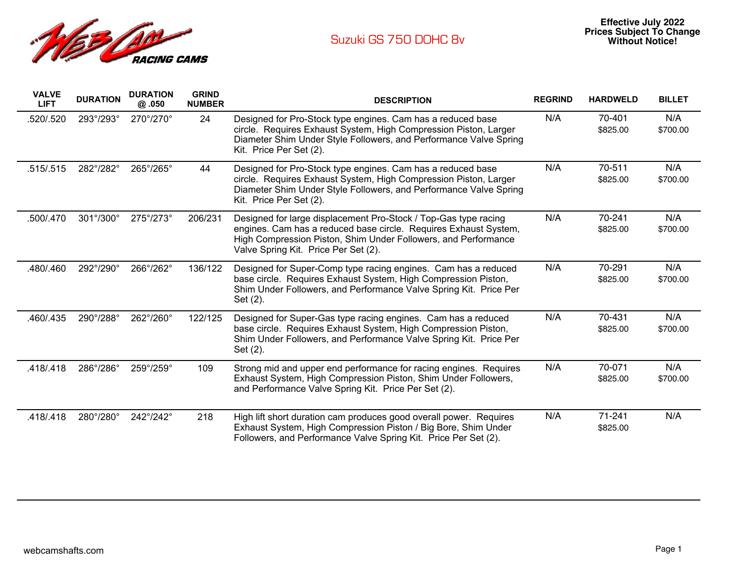WEB CAM RACING CAMS

# Suzuki GS 750 DOHC 8v

**Effective July 2022**
**Prices Subject To Change Without Notice!**

| VALVE LIFT | DURATION | DURATION @ .050 | GRIND NUMBER | DESCRIPTION | REGRIND | HARDWELD | BILLET |
|---|---|---|---|---|---|---|---|
| .520/.520 | 293°/293° | 270°/270° | 24 | Designed for Pro-Stock type engines. Cam has a reduced base circle. Requires Exhaust System, High Compression Piston, Larger Diameter Shim Under Style Followers, and Performance Valve Spring Kit. Price Per Set (2). | N/A | 70-401 $825.00 | N/A $700.00 |
| .515/.515 | 282°/282° | 265°/265° | 44 | Designed for Pro-Stock type engines. Cam has a reduced base circle. Requires Exhaust System, High Compression Piston, Larger Diameter Shim Under Style Followers, and Performance Valve Spring Kit. Price Per Set (2). | N/A | 70-511 $825.00 | N/A $700.00 |
| .500/.470 | 301°/300° | 275°/273° | 206/231 | Designed for large displacement Pro-Stock / Top-Gas type racing engines. Cam has a reduced base circle. Requires Exhaust System, High Compression Piston, Shim Under Followers, and Performance Valve Spring Kit. Price Per Set (2). | N/A | 70-241 $825.00 | N/A $700.00 |
| .480/.460 | 292°/290° | 266°/262° | 136/122 | Designed for Super-Comp type racing engines. Cam has a reduced base circle. Requires Exhaust System, High Compression Piston, Shim Under Followers, and Performance Valve Spring Kit. Price Per Set (2). | N/A | 70-291 $825.00 | N/A $700.00 |
| .460/.435 | 290°/288° | 262°/260° | 122/125 | Designed for Super-Gas type racing engines. Cam has a reduced base circle. Requires Exhaust System, High Compression Piston, Shim Under Followers, and Performance Valve Spring Kit. Price Per Set (2). | N/A | 70-431 $825.00 | N/A $700.00 |
| .418/.418 | 286°/286° | 259°/259° | 109 | Strong mid and upper end performance for racing engines. Requires Exhaust System, High Compression Piston, Shim Under Followers, and Performance Valve Spring Kit. Price Per Set (2). | N/A | 70-071 $825.00 | N/A $700.00 |
| .418/.418 | 280°/280° | 242°/242° | 218 | High lift short duration cam produces good overall power. Requires Exhaust System, High Compression Piston / Big Bore, Shim Under Followers, and Performance Valve Spring Kit. Price Per Set (2). | N/A | 71-241 $825.00 | N/A |

webcamshafts.com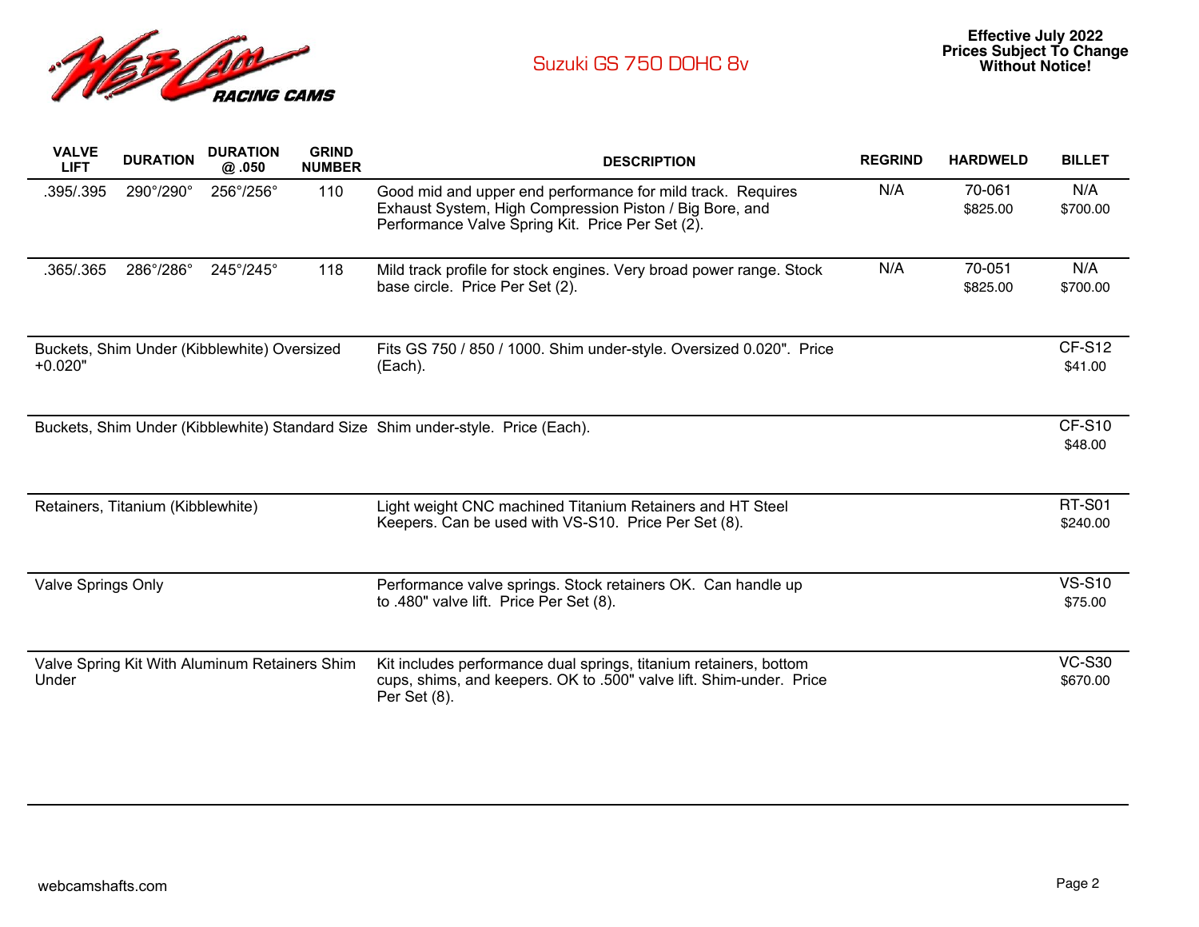# Suzuki GS 750 DOHC 8v

**Effective July 2022**
**Prices Subject To Change Without Notice!**

| VALVE LIFT | DURATION | DURATION @ .050 | GRIND NUMBER | DESCRIPTION | REGRIND | HARDWELD | BILLET |
|---|---|---|---|---|---|---|---|
| .395/.395 | 290°/290° | 256°/256° | 110 | Good mid and upper end performance for mild track. Requires Exhaust System, High Compression Piston / Big Bore, and Performance Valve Spring Kit. Price Per Set (2). | N/A | 70-061 $825.00 | N/A $700.00 |
| .365/.365 | 286°/286° | 245°/245° | 118 | Mild track profile for stock engines. Very broad power range. Stock base circle. Price Per Set (2). | N/A | 70-051 $825.00 | N/A $700.00 |
| Buckets, Shim Under (Kibblewhite) Oversized +0.020" | | | | Fits GS 750 / 850 / 1000. Shim under-style. Oversized 0.020". Price (Each). | | | CF-S12 $41.00 |
| Buckets, Shim Under (Kibblewhite) Standard Size | | | | Shim under-style. Price (Each). | | | CF-S10 $48.00 |
| Retainers, Titanium (Kibblewhite) | | | | Light weight CNC machined Titanium Retainers and HT Steel Keepers. Can be used with VS-S10. Price Per Set (8). | | | RT-S01 $240.00 |
| Valve Springs Only | | | | Performance valve springs. Stock retainers OK. Can handle up to .480" valve lift. Price Per Set (8). | | | VS-S10 $75.00 |
| Valve Spring Kit With Aluminum Retainers Shim Under | | | | Kit includes performance dual springs, titanium retainers, bottom cups, shims, and keepers. OK to .500" valve lift. Shim-under. Price Per Set (8). | | | VC-S30 $670.00 |

webcamshafts.com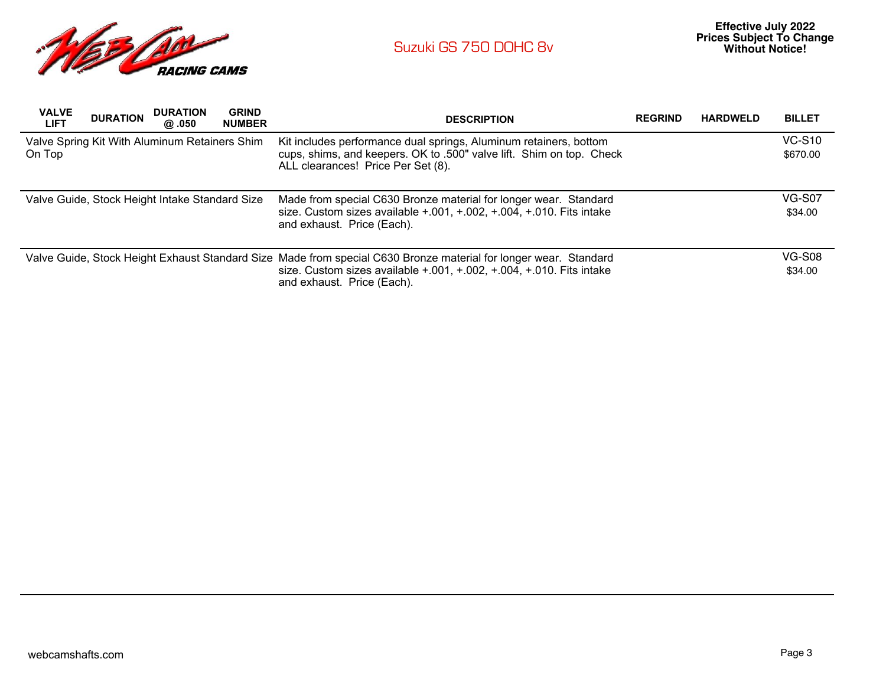# Suzuki GS 750 DOHC 8v

**Effective July 2022**
**Prices Subject To Change Without Notice!**

| VALVE LIFT | DURATION | DURATION @ .050 | GRIND NUMBER | DESCRIPTION | REGRIND | HARDWELD | BILLET |
|---|---|---|---|---|---|---|---|
| Valve Spring Kit With Aluminum Retainers Shim On Top | | | | Kit includes performance dual springs, Aluminum retainers, bottom cups, shims, and keepers. OK to .500" valve lift. Shim on top. Check ALL clearances! Price Per Set (8). | | | VC-S10 $670.00 |
| Valve Guide, Stock Height Intake Standard Size | | | | Made from special C630 Bronze material for longer wear. Standard size. Custom sizes available +.001, +.002, +.004, +.010. Fits intake and exhaust. Price (Each). | | | VG-S07 $34.00 |
| Valve Guide, Stock Height Exhaust Standard Size | | | | Made from special C630 Bronze material for longer wear. Standard size. Custom sizes available +.001, +.002, +.004, +.010. Fits intake and exhaust. Price (Each). | | | VG-S08 $34.00 |

webcamshafts.com